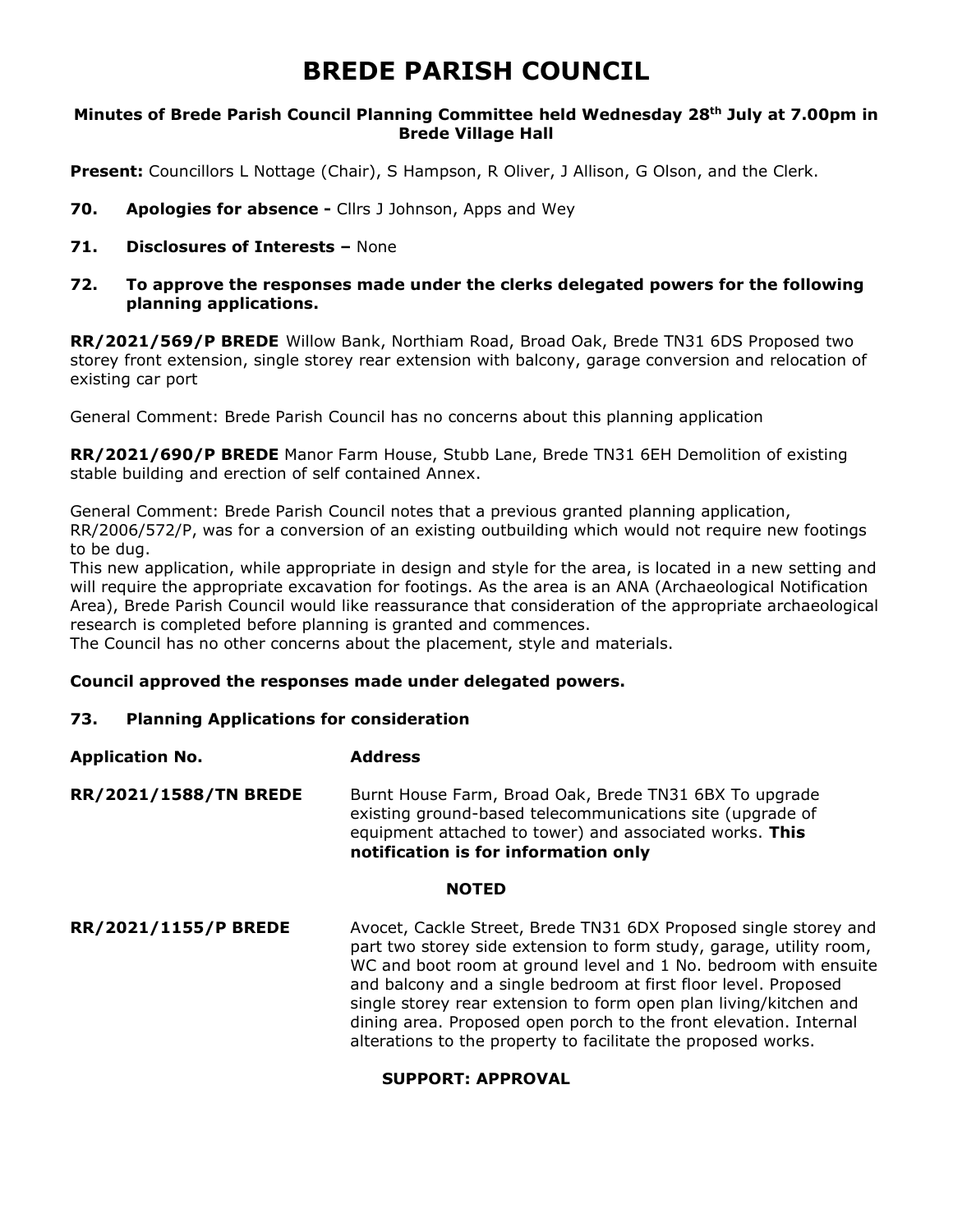# BREDE PARISH COUNCIL

**Minutes of Brede Parish Council Planning Committee held Wednesday 28th July at 7.00pm in Brede Village Hall**

**Present:** Councillors L Nottage (Chair), S Hampson, R Oliver, J Allison, G Olson, and the Clerk.

**70. Apologies for absence -** Cllrs J Johnson, Apps and Wey

**71. Disclosures of Interests –** None

**72. To approve the responses made under the clerks delegated powers for the following planning applications.**

**RR/2021/569/P BREDE** Willow Bank, Northiam Road, Broad Oak, Brede TN31 6DS Proposed two storey front extension, single storey rear extension with balcony, garage conversion and relocation of existing car port

General Comment: Brede Parish Council has no concerns about this planning application

**RR/2021/690/P BREDE** Manor Farm House, Stubb Lane, Brede TN31 6EH Demolition of existing stable building and erection of self contained Annex.

General Comment: Brede Parish Council notes that a previous granted planning application, RR/2006/572/P, was for a conversion of an existing outbuilding which would not require new footings to be dug.
This new application, while appropriate in design and style for the area, is located in a new setting and will require the appropriate excavation for footings. As the area is an ANA (Archaeological Notification Area), Brede Parish Council would like reassurance that consideration of the appropriate archaeological research is completed before planning is granted and commences.
The Council has no other concerns about the placement, style and materials.

**Council approved the responses made under delegated powers.**

**73. Planning Applications for consideration**

| **Application No.** | **Address** |
|---|---|
| **RR/2021/1588/TN BREDE** | Burnt House Farm, Broad Oak, Brede TN31 6BX To upgrade existing ground-based telecommunications site (upgrade of equipment attached to tower) and associated works. **This notification is for information only** |
| | **NOTED** |
| **RR/2021/1155/P BREDE** | Avocet, Cackle Street, Brede TN31 6DX Proposed single storey and part two storey side extension to form study, garage, utility room, WC and boot room at ground level and 1 No. bedroom with ensuite and balcony and a single bedroom at first floor level. Proposed single storey rear extension to form open plan living/kitchen and dining area. Proposed open porch to the front elevation. Internal alterations to the property to facilitate the proposed works. |
| | **SUPPORT: APPROVAL** |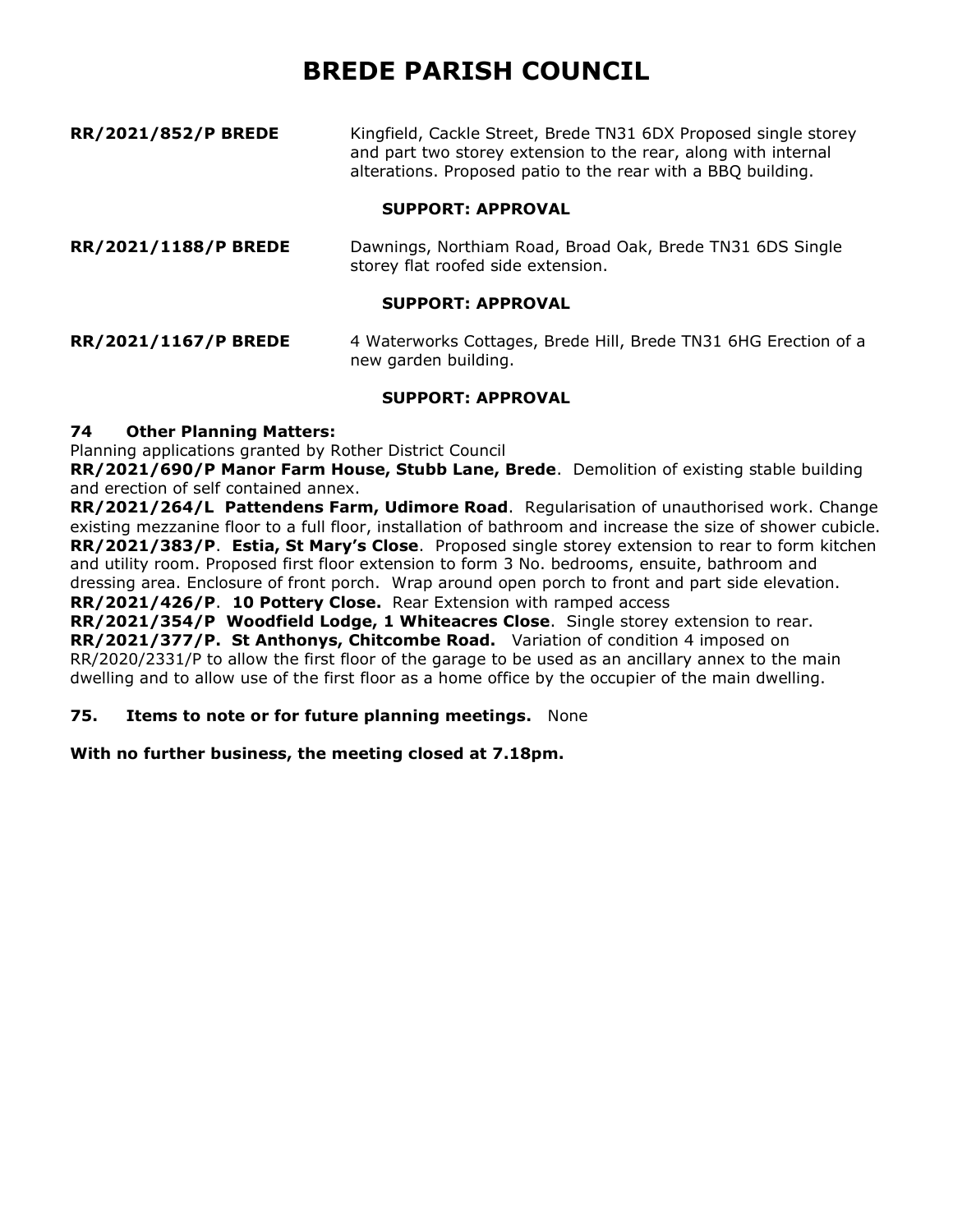# BREDE PARISH COUNCIL

**RR/2021/852/P BREDE** Kingfield, Cackle Street, Brede TN31 6DX Proposed single storey and part two storey extension to the rear, along with internal alterations. Proposed patio to the rear with a BBQ building.

**SUPPORT: APPROVAL**

**RR/2021/1188/P BREDE** Dawnings, Northiam Road, Broad Oak, Brede TN31 6DS Single storey flat roofed side extension.

**SUPPORT: APPROVAL**

**RR/2021/1167/P BREDE** 4 Waterworks Cottages, Brede Hill, Brede TN31 6HG Erection of a new garden building.

**SUPPORT: APPROVAL**

**74 Other Planning Matters:**

Planning applications granted by Rother District Council

**RR/2021/690/P Manor Farm House, Stubb Lane, Brede**. Demolition of existing stable building and erection of self contained annex.

**RR/2021/264/L Pattendens Farm, Udimore Road**. Regularisation of unauthorised work. Change existing mezzanine floor to a full floor, installation of bathroom and increase the size of shower cubicle.

**RR/2021/383/P**. **Estia, St Mary's Close**. Proposed single storey extension to rear to form kitchen and utility room. Proposed first floor extension to form 3 No. bedrooms, ensuite, bathroom and dressing area. Enclosure of front porch. Wrap around open porch to front and part side elevation.

**RR/2021/426/P**. **10 Pottery Close.** Rear Extension with ramped access

**RR/2021/354/P Woodfield Lodge, 1 Whiteacres Close**. Single storey extension to rear.

**RR/2021/377/P. St Anthonys, Chitcombe Road.** Variation of condition 4 imposed on RR/2020/2331/P to allow the first floor of the garage to be used as an ancillary annex to the main dwelling and to allow use of the first floor as a home office by the occupier of the main dwelling.

**75. Items to note or for future planning meetings.** None

**With no further business, the meeting closed at 7.18pm.**